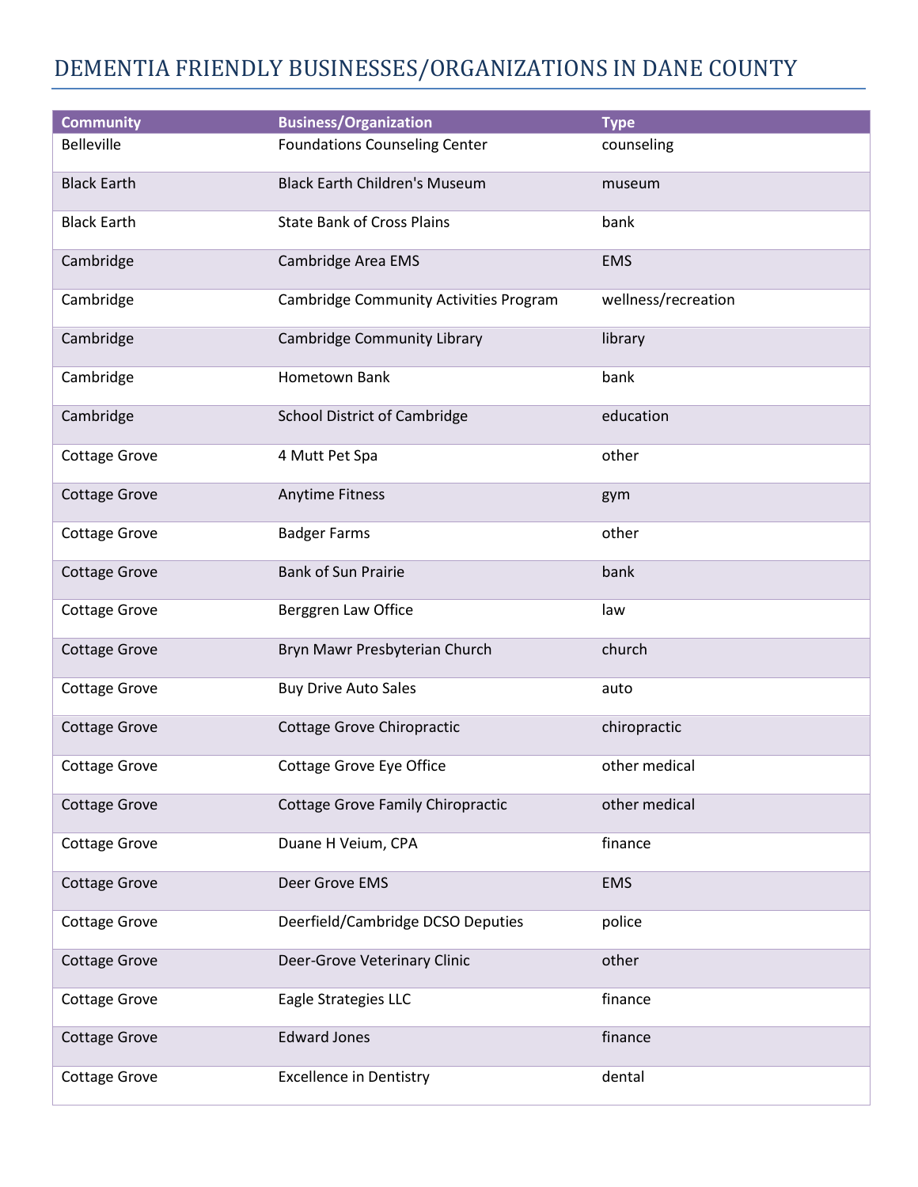# DEMENTIA FRIENDLY BUSINESSES/ORGANIZATIONS IN DANE COUNTY

| Community | Business/Organization | Type |
|---|---|---|
| Belleville | Foundations Counseling Center | counseling |
| Black Earth | Black Earth Children's Museum | museum |
| Black Earth | State Bank of Cross Plains | bank |
| Cambridge | Cambridge Area EMS | EMS |
| Cambridge | Cambridge Community Activities Program | wellness/recreation |
| Cambridge | Cambridge Community Library | library |
| Cambridge | Hometown Bank | bank |
| Cambridge | School District of Cambridge | education |
| Cottage Grove | 4 Mutt Pet Spa | other |
| Cottage Grove | Anytime Fitness | gym |
| Cottage Grove | Badger Farms | other |
| Cottage Grove | Bank of Sun Prairie | bank |
| Cottage Grove | Berggren Law Office | law |
| Cottage Grove | Bryn Mawr Presbyterian Church | church |
| Cottage Grove | Buy Drive Auto Sales | auto |
| Cottage Grove | Cottage Grove Chiropractic | chiropractic |
| Cottage Grove | Cottage Grove Eye Office | other medical |
| Cottage Grove | Cottage Grove Family Chiropractic | other medical |
| Cottage Grove | Duane H Veium, CPA | finance |
| Cottage Grove | Deer Grove EMS | EMS |
| Cottage Grove | Deerfield/Cambridge DCSO Deputies | police |
| Cottage Grove | Deer-Grove Veterinary Clinic | other |
| Cottage Grove | Eagle Strategies LLC | finance |
| Cottage Grove | Edward Jones | finance |
| Cottage Grove | Excellence in Dentistry | dental |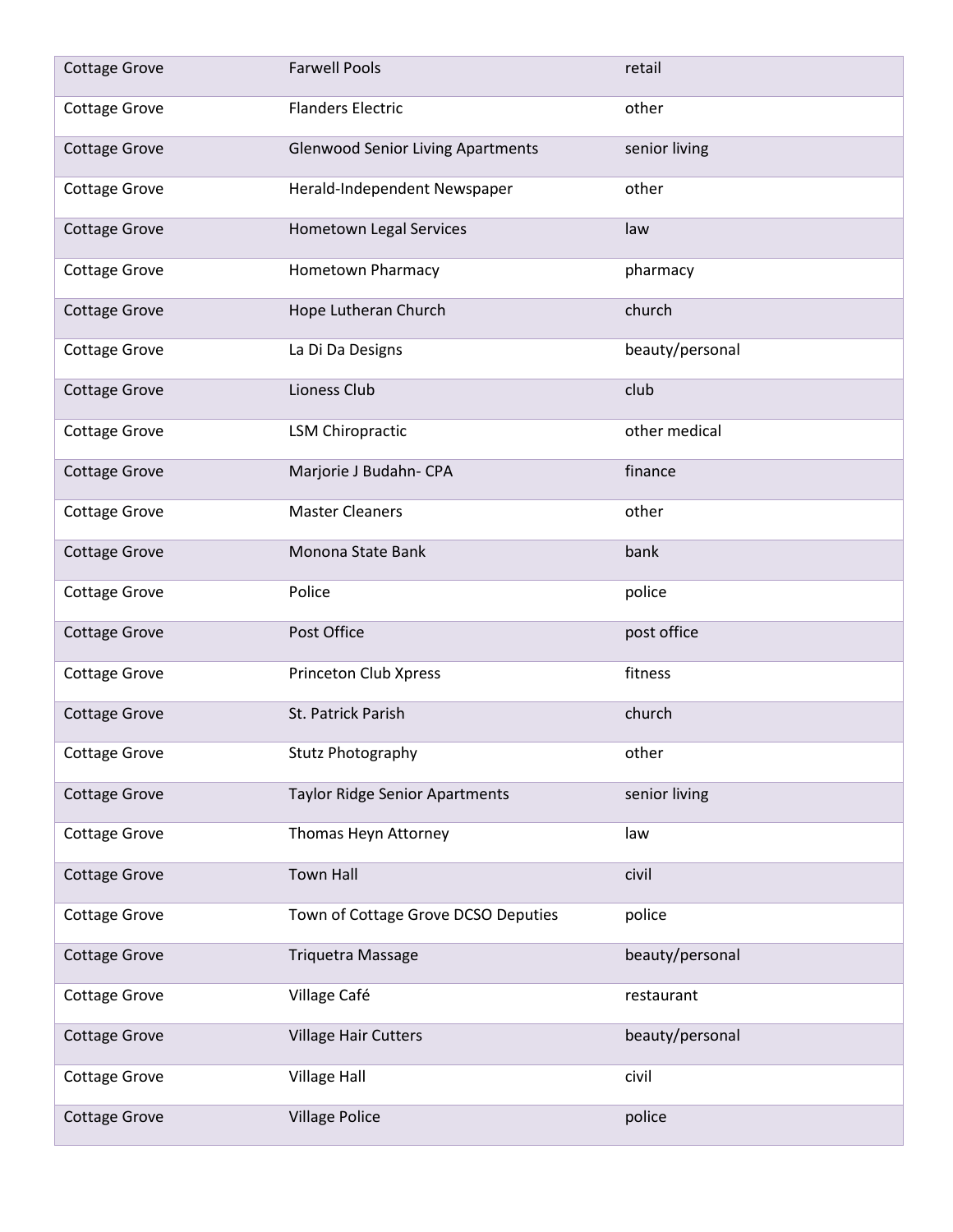| Cottage Grove | Farwell Pools | retail |
|---|---|---|
| Cottage Grove | Flanders Electric | other |
| Cottage Grove | Glenwood Senior Living Apartments | senior living |
| Cottage Grove | Herald-Independent Newspaper | other |
| Cottage Grove | Hometown Legal Services | law |
| Cottage Grove | Hometown Pharmacy | pharmacy |
| Cottage Grove | Hope Lutheran Church | church |
| Cottage Grove | La Di Da Designs | beauty/personal |
| Cottage Grove | Lioness Club | club |
| Cottage Grove | LSM Chiropractic | other medical |
| Cottage Grove | Marjorie J Budahn- CPA | finance |
| Cottage Grove | Master Cleaners | other |
| Cottage Grove | Monona State Bank | bank |
| Cottage Grove | Police | police |
| Cottage Grove | Post Office | post office |
| Cottage Grove | Princeton Club Xpress | fitness |
| Cottage Grove | St. Patrick Parish | church |
| Cottage Grove | Stutz Photography | other |
| Cottage Grove | Taylor Ridge Senior Apartments | senior living |
| Cottage Grove | Thomas Heyn Attorney | law |
| Cottage Grove | Town Hall | civil |
| Cottage Grove | Town of Cottage Grove DCSO Deputies | police |
| Cottage Grove | Triquetra Massage | beauty/personal |
| Cottage Grove | Village Café | restaurant |
| Cottage Grove | Village Hair Cutters | beauty/personal |
| Cottage Grove | Village Hall | civil |
| Cottage Grove | Village Police | police |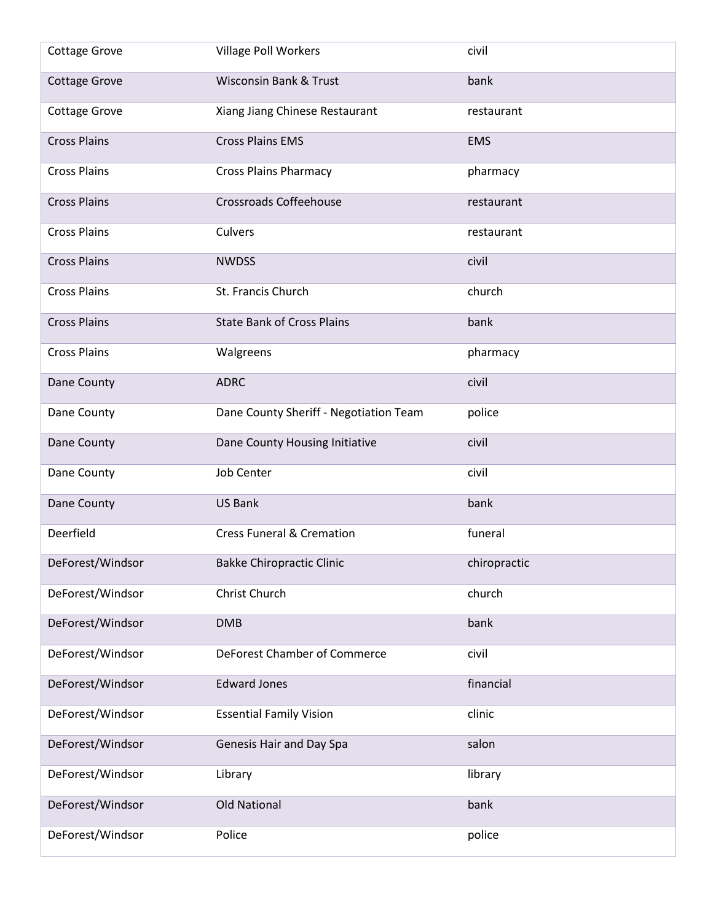| | | |
|---|---|---|
| Cottage Grove | Village Poll Workers | civil |
| Cottage Grove | Wisconsin Bank & Trust | bank |
| Cottage Grove | Xiang Jiang Chinese Restaurant | restaurant |
| Cross Plains | Cross Plains EMS | EMS |
| Cross Plains | Cross Plains Pharmacy | pharmacy |
| Cross Plains | Crossroads Coffeehouse | restaurant |
| Cross Plains | Culvers | restaurant |
| Cross Plains | NWDSS | civil |
| Cross Plains | St. Francis Church | church |
| Cross Plains | State Bank of Cross Plains | bank |
| Cross Plains | Walgreens | pharmacy |
| Dane County | ADRC | civil |
| Dane County | Dane County Sheriff - Negotiation Team | police |
| Dane County | Dane County Housing Initiative | civil |
| Dane County | Job Center | civil |
| Dane County | US Bank | bank |
| Deerfield | Cress Funeral & Cremation | funeral |
| DeForest/Windsor | Bakke Chiropractic Clinic | chiropractic |
| DeForest/Windsor | Christ Church | church |
| DeForest/Windsor | DMB | bank |
| DeForest/Windsor | DeForest Chamber of Commerce | civil |
| DeForest/Windsor | Edward Jones | financial |
| DeForest/Windsor | Essential Family Vision | clinic |
| DeForest/Windsor | Genesis Hair and Day Spa | salon |
| DeForest/Windsor | Library | library |
| DeForest/Windsor | Old National | bank |
| DeForest/Windsor | Police | police |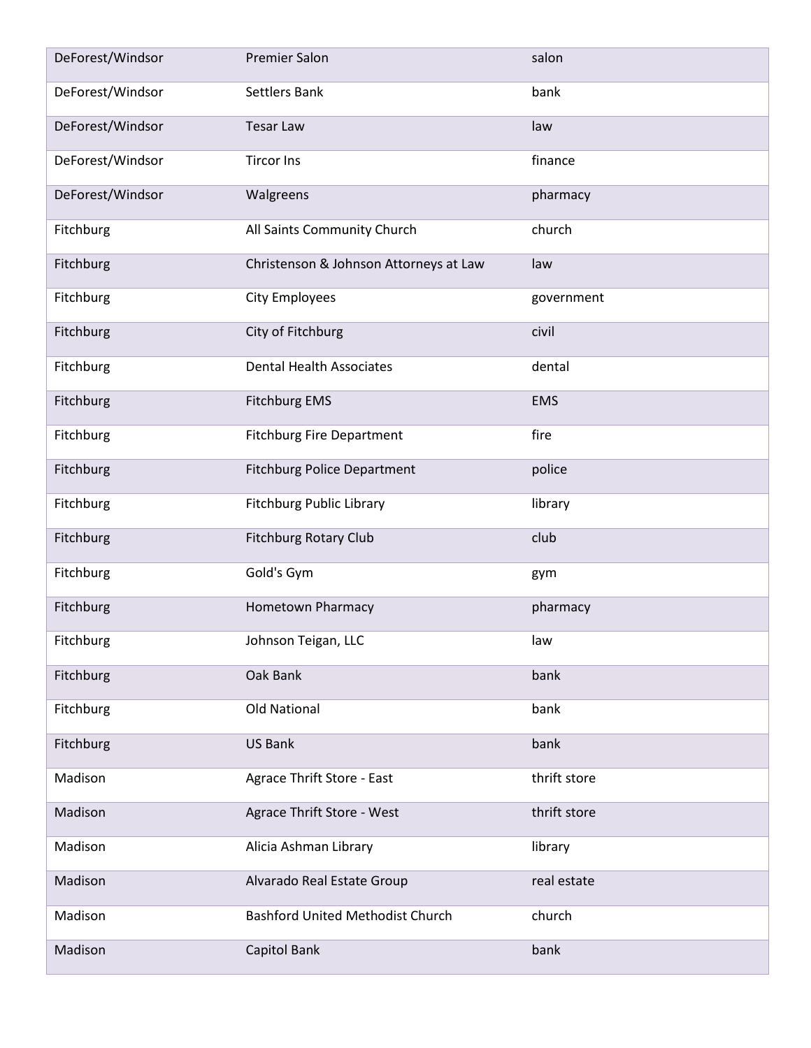| | | |
|---|---|---|
| DeForest/Windsor | Premier Salon | salon |
| DeForest/Windsor | Settlers Bank | bank |
| DeForest/Windsor | Tesar Law | law |
| DeForest/Windsor | Tircor Ins | finance |
| DeForest/Windsor | Walgreens | pharmacy |
| Fitchburg | All Saints Community Church | church |
| Fitchburg | Christenson & Johnson Attorneys at Law | law |
| Fitchburg | City Employees | government |
| Fitchburg | City of Fitchburg | civil |
| Fitchburg | Dental Health Associates | dental |
| Fitchburg | Fitchburg EMS | EMS |
| Fitchburg | Fitchburg Fire Department | fire |
| Fitchburg | Fitchburg Police Department | police |
| Fitchburg | Fitchburg Public Library | library |
| Fitchburg | Fitchburg Rotary Club | club |
| Fitchburg | Gold's Gym | gym |
| Fitchburg | Hometown Pharmacy | pharmacy |
| Fitchburg | Johnson Teigan, LLC | law |
| Fitchburg | Oak Bank | bank |
| Fitchburg | Old National | bank |
| Fitchburg | US Bank | bank |
| Madison | Agrace Thrift Store - East | thrift store |
| Madison | Agrace Thrift Store - West | thrift store |
| Madison | Alicia Ashman Library | library |
| Madison | Alvarado Real Estate Group | real estate |
| Madison | Bashford United Methodist Church | church |
| Madison | Capitol Bank | bank |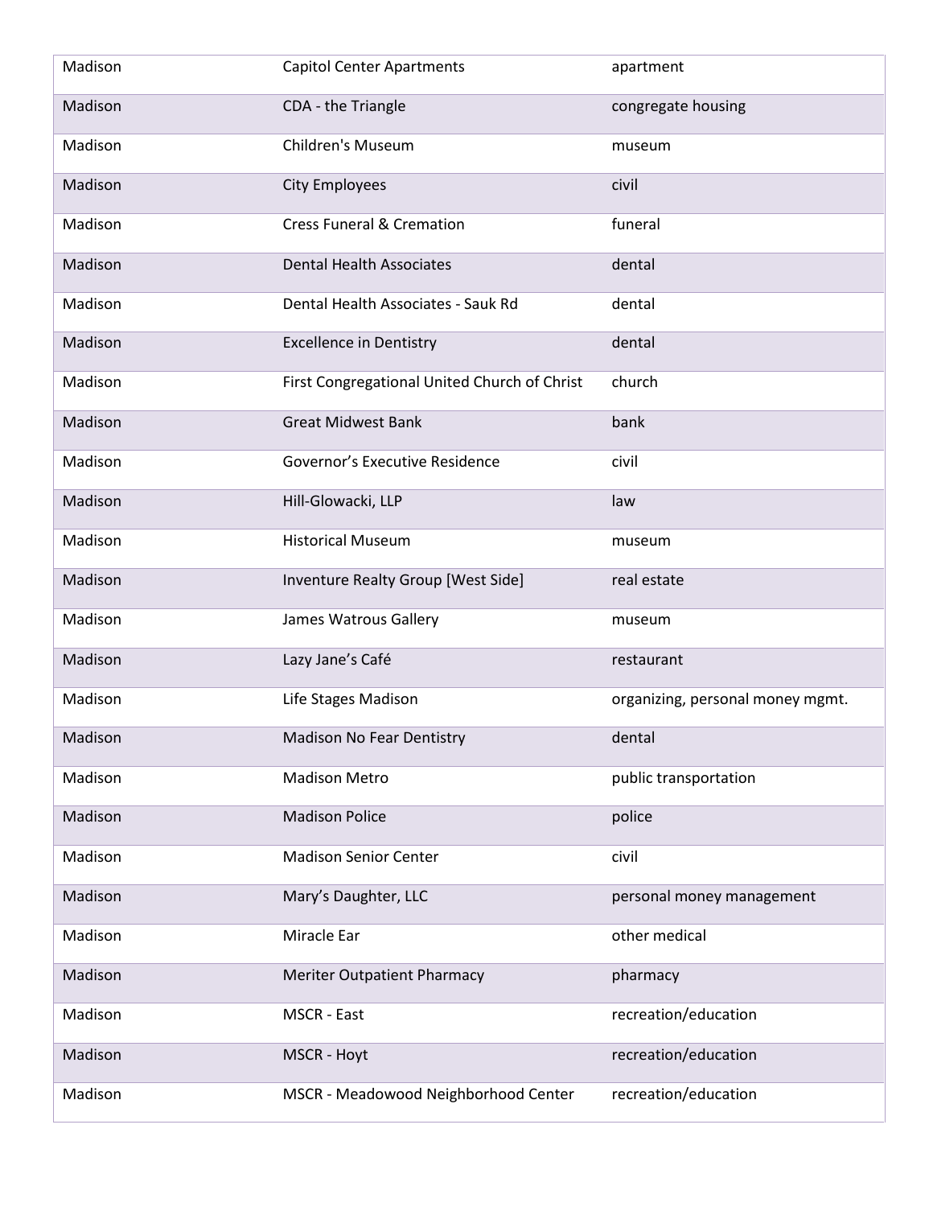| | | |
|---|---|---|
| Madison | Capitol Center Apartments | apartment |
| Madison | CDA - the Triangle | congregate housing |
| Madison | Children's Museum | museum |
| Madison | City Employees | civil |
| Madison | Cress Funeral & Cremation | funeral |
| Madison | Dental Health Associates | dental |
| Madison | Dental Health Associates - Sauk Rd | dental |
| Madison | Excellence in Dentistry | dental |
| Madison | First Congregational United Church of Christ | church |
| Madison | Great Midwest Bank | bank |
| Madison | Governor's Executive Residence | civil |
| Madison | Hill-Glowacki, LLP | law |
| Madison | Historical Museum | museum |
| Madison | Inventure Realty Group [West Side] | real estate |
| Madison | James Watrous Gallery | museum |
| Madison | Lazy Jane's Café | restaurant |
| Madison | Life Stages Madison | organizing, personal money mgmt. |
| Madison | Madison No Fear Dentistry | dental |
| Madison | Madison Metro | public transportation |
| Madison | Madison Police | police |
| Madison | Madison Senior Center | civil |
| Madison | Mary's Daughter, LLC | personal money management |
| Madison | Miracle Ear | other medical |
| Madison | Meriter Outpatient Pharmacy | pharmacy |
| Madison | MSCR - East | recreation/education |
| Madison | MSCR - Hoyt | recreation/education |
| Madison | MSCR - Meadowood Neighborhood Center | recreation/education |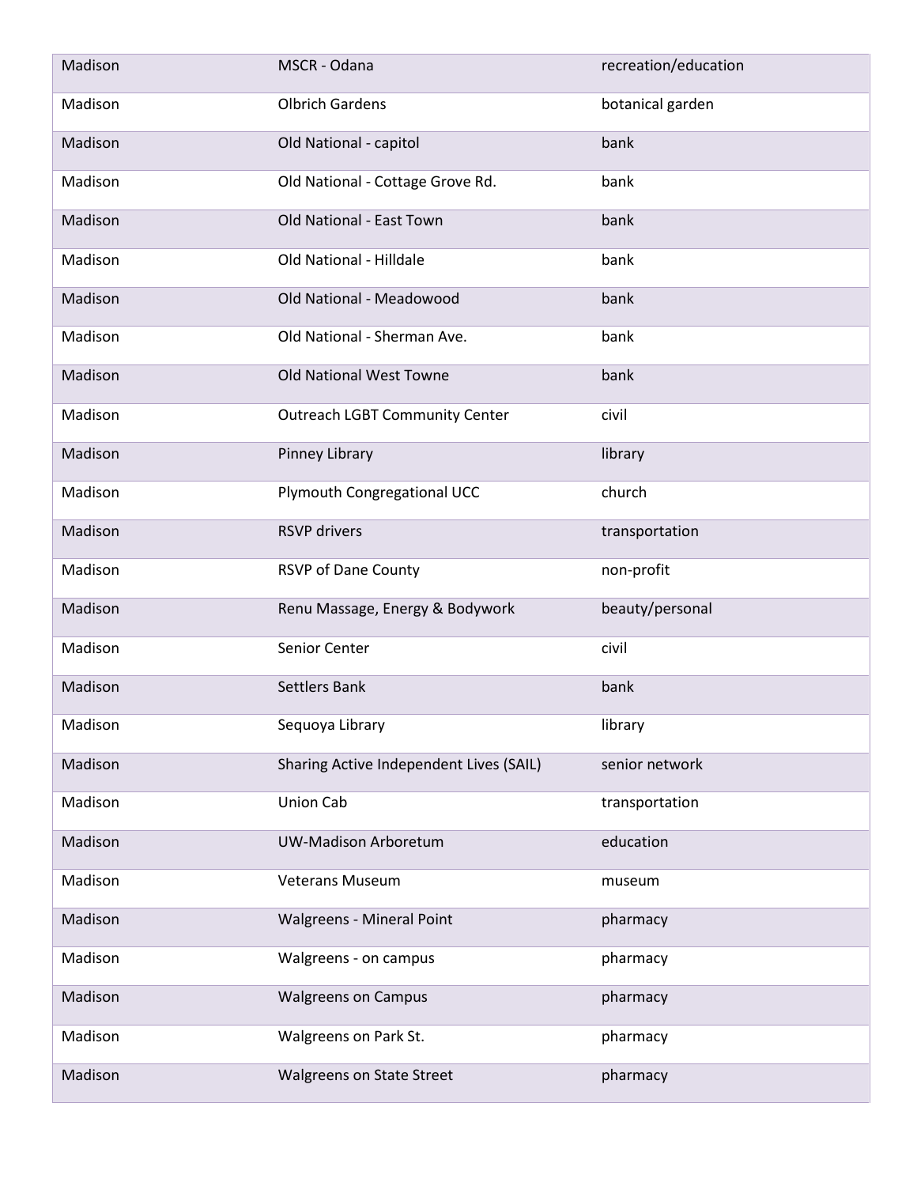| | | |
|---|---|---|
| Madison | MSCR - Odana | recreation/education |
| Madison | Olbrich Gardens | botanical garden |
| Madison | Old National - capitol | bank |
| Madison | Old National - Cottage Grove Rd. | bank |
| Madison | Old National - East Town | bank |
| Madison | Old National - Hilldale | bank |
| Madison | Old National - Meadowood | bank |
| Madison | Old National - Sherman Ave. | bank |
| Madison | Old National West Towne | bank |
| Madison | Outreach LGBT Community Center | civil |
| Madison | Pinney Library | library |
| Madison | Plymouth Congregational UCC | church |
| Madison | RSVP drivers | transportation |
| Madison | RSVP of Dane County | non-profit |
| Madison | Renu Massage, Energy & Bodywork | beauty/personal |
| Madison | Senior Center | civil |
| Madison | Settlers Bank | bank |
| Madison | Sequoya Library | library |
| Madison | Sharing Active Independent Lives (SAIL) | senior network |
| Madison | Union Cab | transportation |
| Madison | UW-Madison Arboretum | education |
| Madison | Veterans Museum | museum |
| Madison | Walgreens - Mineral Point | pharmacy |
| Madison | Walgreens - on campus | pharmacy |
| Madison | Walgreens on Campus | pharmacy |
| Madison | Walgreens on Park St. | pharmacy |
| Madison | Walgreens on State Street | pharmacy |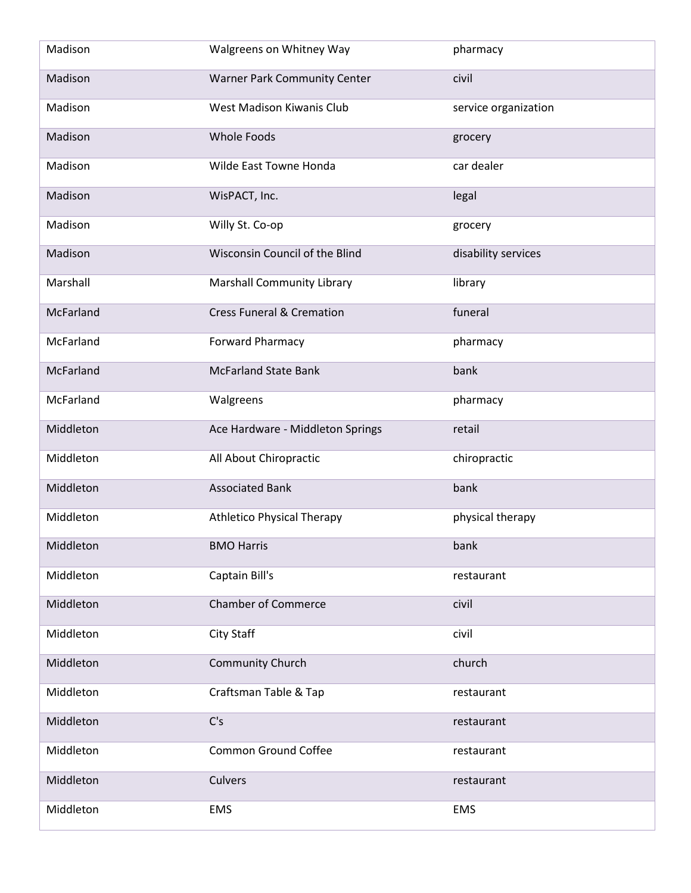| Madison | Walgreens on Whitney Way | pharmacy |
|---|---|---|
| Madison | Warner Park Community Center | civil |
| Madison | West Madison Kiwanis Club | service organization |
| Madison | Whole Foods | grocery |
| Madison | Wilde East Towne Honda | car dealer |
| Madison | WisPACT, Inc. | legal |
| Madison | Willy St. Co-op | grocery |
| Madison | Wisconsin Council of the Blind | disability services |
| Marshall | Marshall Community Library | library |
| McFarland | Cress Funeral & Cremation | funeral |
| McFarland | Forward Pharmacy | pharmacy |
| McFarland | McFarland State Bank | bank |
| McFarland | Walgreens | pharmacy |
| Middleton | Ace Hardware - Middleton Springs | retail |
| Middleton | All About Chiropractic | chiropractic |
| Middleton | Associated Bank | bank |
| Middleton | Athletico Physical Therapy | physical therapy |
| Middleton | BMO Harris | bank |
| Middleton | Captain Bill's | restaurant |
| Middleton | Chamber of Commerce | civil |
| Middleton | City Staff | civil |
| Middleton | Community Church | church |
| Middleton | Craftsman Table & Tap | restaurant |
| Middleton | C's | restaurant |
| Middleton | Common Ground Coffee | restaurant |
| Middleton | Culvers | restaurant |
| Middleton | EMS | EMS |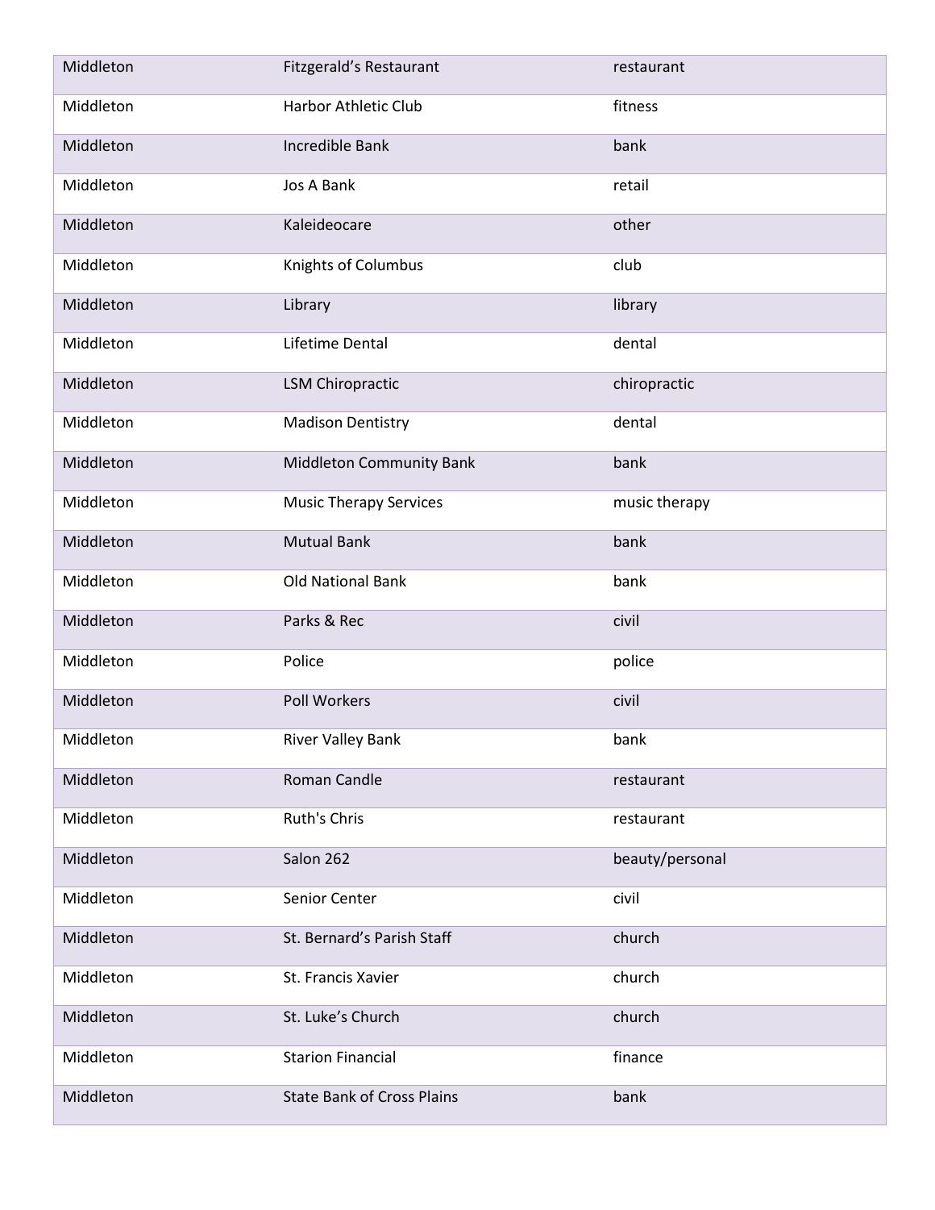| | | |
|---|---|---|
| Middleton | Fitzgerald’s Restaurant | restaurant |
| Middleton | Harbor Athletic Club | fitness |
| Middleton | Incredible Bank | bank |
| Middleton | Jos A Bank | retail |
| Middleton | Kaleideocare | other |
| Middleton | Knights of Columbus | club |
| Middleton | Library | library |
| Middleton | Lifetime Dental | dental |
| Middleton | LSM Chiropractic | chiropractic |
| Middleton | Madison Dentistry | dental |
| Middleton | Middleton Community Bank | bank |
| Middleton | Music Therapy Services | music therapy |
| Middleton | Mutual Bank | bank |
| Middleton | Old National Bank | bank |
| Middleton | Parks & Rec | civil |
| Middleton | Police | police |
| Middleton | Poll Workers | civil |
| Middleton | River Valley Bank | bank |
| Middleton | Roman Candle | restaurant |
| Middleton | Ruth's Chris | restaurant |
| Middleton | Salon 262 | beauty/personal |
| Middleton | Senior Center | civil |
| Middleton | St. Bernard’s Parish Staff | church |
| Middleton | St. Francis Xavier | church |
| Middleton | St. Luke’s Church | church |
| Middleton | Starion Financial | finance |
| Middleton | State Bank of Cross Plains | bank |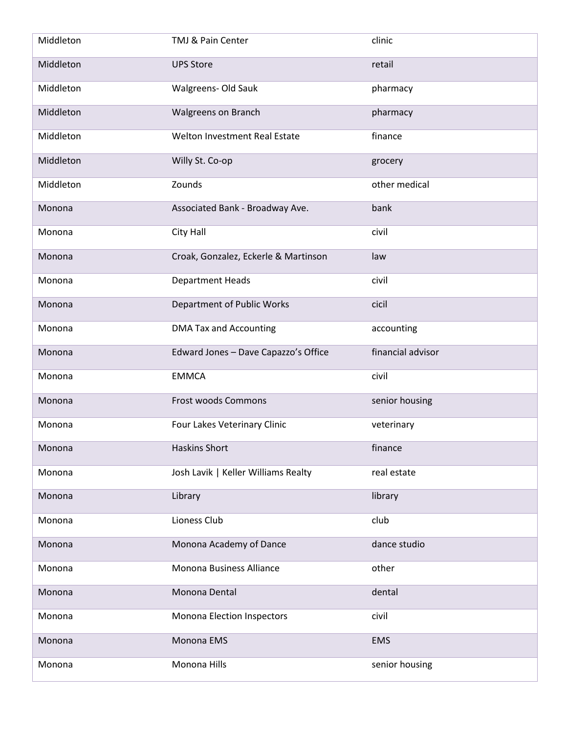| | | |
|---|---|---|
| Middleton | TMJ & Pain Center | clinic |
| Middleton | UPS Store | retail |
| Middleton | Walgreens- Old Sauk | pharmacy |
| Middleton | Walgreens on Branch | pharmacy |
| Middleton | Welton Investment Real Estate | finance |
| Middleton | Willy St. Co-op | grocery |
| Middleton | Zounds | other medical |
| Monona | Associated Bank - Broadway Ave. | bank |
| Monona | City Hall | civil |
| Monona | Croak, Gonzalez, Eckerle & Martinson | law |
| Monona | Department Heads | civil |
| Monona | Department of Public Works | cicil |
| Monona | DMA Tax and Accounting | accounting |
| Monona | Edward Jones – Dave Capazzo's Office | financial advisor |
| Monona | EMMCA | civil |
| Monona | Frost woods Commons | senior housing |
| Monona | Four Lakes Veterinary Clinic | veterinary |
| Monona | Haskins Short | finance |
| Monona | Josh Lavik | Keller Williams Realty | real estate |
| Monona | Library | library |
| Monona | Lioness Club | club |
| Monona | Monona Academy of Dance | dance studio |
| Monona | Monona Business Alliance | other |
| Monona | Monona Dental | dental |
| Monona | Monona Election Inspectors | civil |
| Monona | Monona EMS | EMS |
| Monona | Monona Hills | senior housing |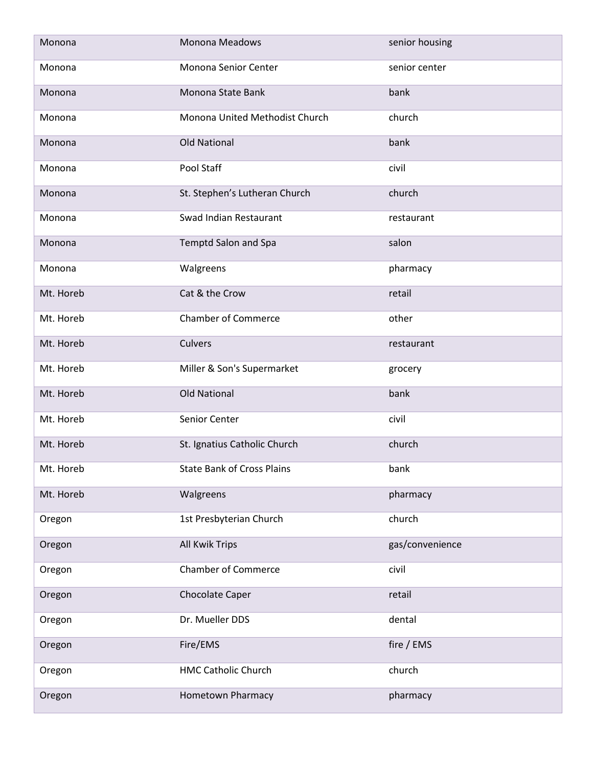| | | |
|---|---|---|
| Monona | Monona Meadows | senior housing |
| Monona | Monona Senior Center | senior center |
| Monona | Monona State Bank | bank |
| Monona | Monona United Methodist Church | church |
| Monona | Old National | bank |
| Monona | Pool Staff | civil |
| Monona | St. Stephen’s Lutheran Church | church |
| Monona | Swad Indian Restaurant | restaurant |
| Monona | Temptd Salon and Spa | salon |
| Monona | Walgreens | pharmacy |
| Mt. Horeb | Cat & the Crow | retail |
| Mt. Horeb | Chamber of Commerce | other |
| Mt. Horeb | Culvers | restaurant |
| Mt. Horeb | Miller & Son's Supermarket | grocery |
| Mt. Horeb | Old National | bank |
| Mt. Horeb | Senior Center | civil |
| Mt. Horeb | St. Ignatius Catholic Church | church |
| Mt. Horeb | State Bank of Cross Plains | bank |
| Mt. Horeb | Walgreens | pharmacy |
| Oregon | 1st Presbyterian Church | church |
| Oregon | All Kwik Trips | gas/convenience |
| Oregon | Chamber of Commerce | civil |
| Oregon | Chocolate Caper | retail |
| Oregon | Dr. Mueller DDS | dental |
| Oregon | Fire/EMS | fire / EMS |
| Oregon | HMC Catholic Church | church |
| Oregon | Hometown Pharmacy | pharmacy |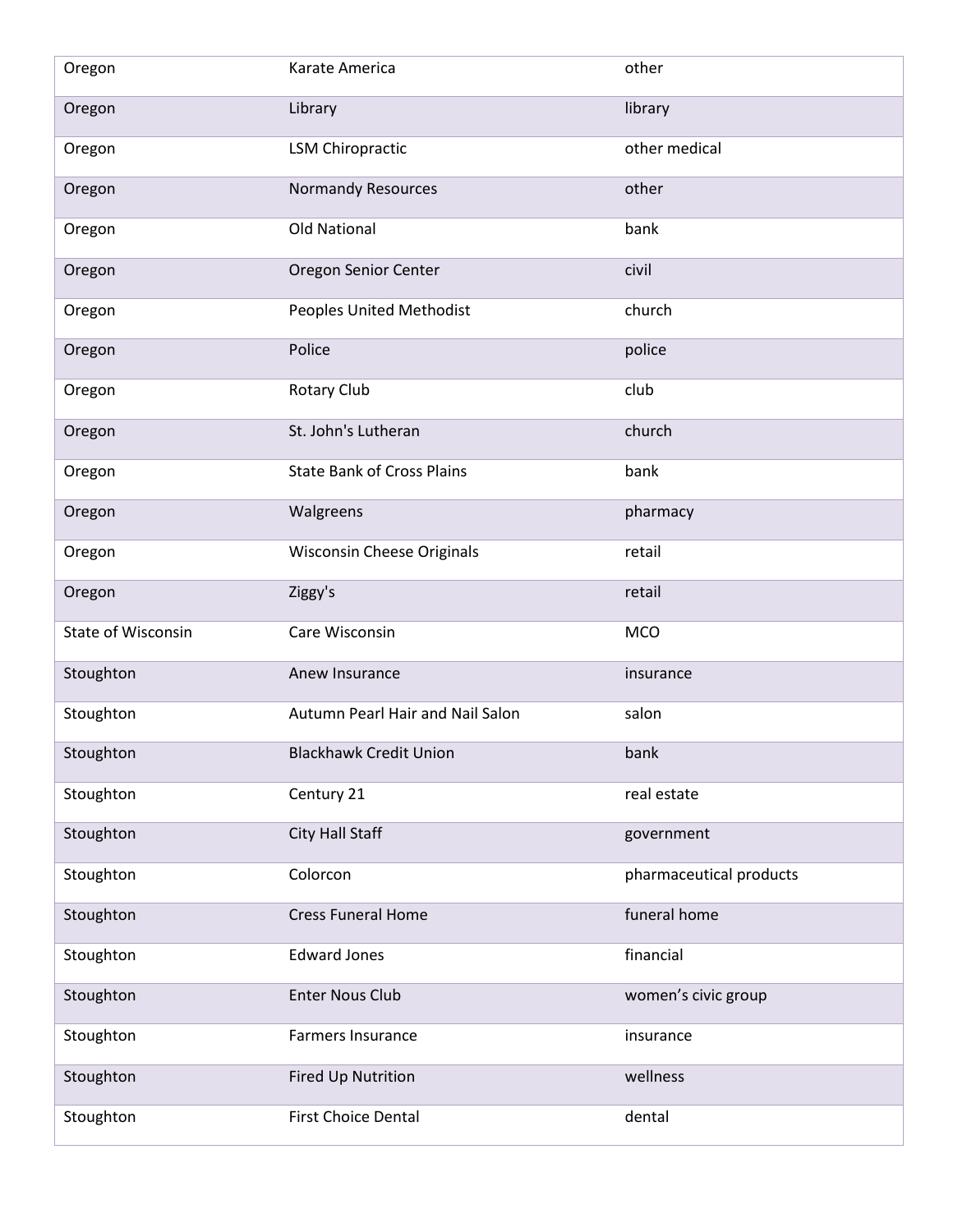| | | |
|---|---|---|
| Oregon | Karate America | other |
| Oregon | Library | library |
| Oregon | LSM Chiropractic | other medical |
| Oregon | Normandy Resources | other |
| Oregon | Old National | bank |
| Oregon | Oregon Senior Center | civil |
| Oregon | Peoples United Methodist | church |
| Oregon | Police | police |
| Oregon | Rotary Club | club |
| Oregon | St. John's Lutheran | church |
| Oregon | State Bank of Cross Plains | bank |
| Oregon | Walgreens | pharmacy |
| Oregon | Wisconsin Cheese Originals | retail |
| Oregon | Ziggy's | retail |
| State of Wisconsin | Care Wisconsin | MCO |
| Stoughton | Anew Insurance | insurance |
| Stoughton | Autumn Pearl Hair and Nail Salon | salon |
| Stoughton | Blackhawk Credit Union | bank |
| Stoughton | Century 21 | real estate |
| Stoughton | City Hall Staff | government |
| Stoughton | Colorcon | pharmaceutical products |
| Stoughton | Cress Funeral Home | funeral home |
| Stoughton | Edward Jones | financial |
| Stoughton | Enter Nous Club | women’s civic group |
| Stoughton | Farmers Insurance | insurance |
| Stoughton | Fired Up Nutrition | wellness |
| Stoughton | First Choice Dental | dental |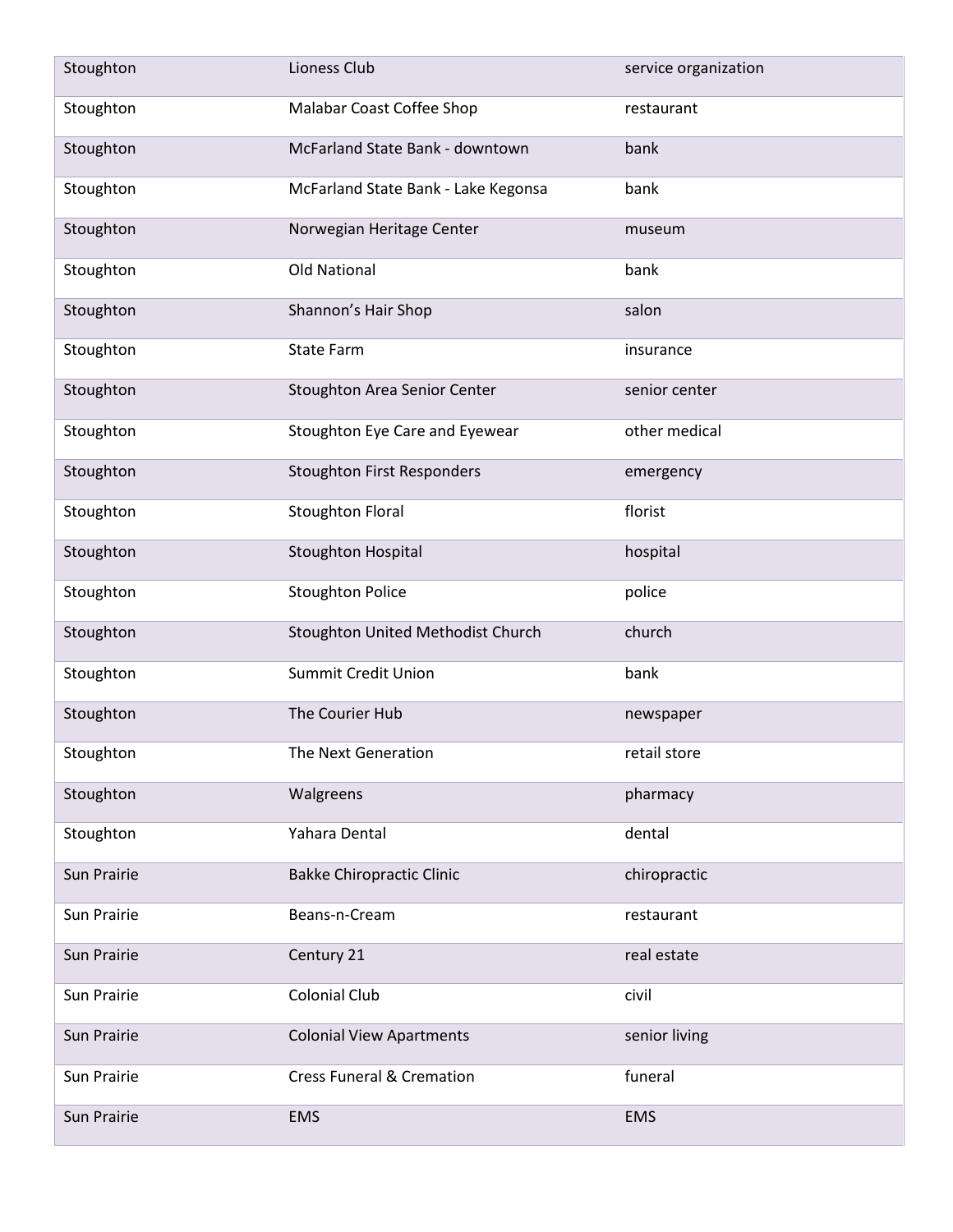| | | |
|---|---|---|
| Stoughton | Lioness Club | service organization |
| Stoughton | Malabar Coast Coffee Shop | restaurant |
| Stoughton | McFarland State Bank - downtown | bank |
| Stoughton | McFarland State Bank - Lake Kegonsa | bank |
| Stoughton | Norwegian Heritage Center | museum |
| Stoughton | Old National | bank |
| Stoughton | Shannon’s Hair Shop | salon |
| Stoughton | State Farm | insurance |
| Stoughton | Stoughton Area Senior Center | senior center |
| Stoughton | Stoughton Eye Care and Eyewear | other medical |
| Stoughton | Stoughton First Responders | emergency |
| Stoughton | Stoughton Floral | florist |
| Stoughton | Stoughton Hospital | hospital |
| Stoughton | Stoughton Police | police |
| Stoughton | Stoughton United Methodist Church | church |
| Stoughton | Summit Credit Union | bank |
| Stoughton | The Courier Hub | newspaper |
| Stoughton | The Next Generation | retail store |
| Stoughton | Walgreens | pharmacy |
| Stoughton | Yahara Dental | dental |
| Sun Prairie | Bakke Chiropractic Clinic | chiropractic |
| Sun Prairie | Beans-n-Cream | restaurant |
| Sun Prairie | Century 21 | real estate |
| Sun Prairie | Colonial Club | civil |
| Sun Prairie | Colonial View Apartments | senior living |
| Sun Prairie | Cress Funeral & Cremation | funeral |
| Sun Prairie | EMS | EMS |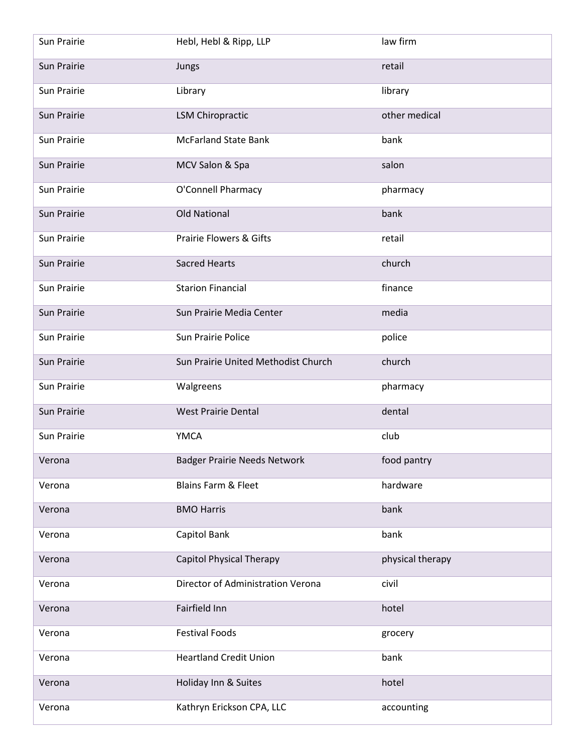| | | |
|---|---|---|
| Sun Prairie | Hebl, Hebl & Ripp, LLP | law firm |
| Sun Prairie | Jungs | retail |
| Sun Prairie | Library | library |
| Sun Prairie | LSM Chiropractic | other medical |
| Sun Prairie | McFarland State Bank | bank |
| Sun Prairie | MCV Salon & Spa | salon |
| Sun Prairie | O'Connell Pharmacy | pharmacy |
| Sun Prairie | Old National | bank |
| Sun Prairie | Prairie Flowers & Gifts | retail |
| Sun Prairie | Sacred Hearts | church |
| Sun Prairie | Starion Financial | finance |
| Sun Prairie | Sun Prairie Media Center | media |
| Sun Prairie | Sun Prairie Police | police |
| Sun Prairie | Sun Prairie United Methodist Church | church |
| Sun Prairie | Walgreens | pharmacy |
| Sun Prairie | West Prairie Dental | dental |
| Sun Prairie | YMCA | club |
| Verona | Badger Prairie Needs Network | food pantry |
| Verona | Blains Farm & Fleet | hardware |
| Verona | BMO Harris | bank |
| Verona | Capitol Bank | bank |
| Verona | Capitol Physical Therapy | physical therapy |
| Verona | Director of Administration Verona | civil |
| Verona | Fairfield Inn | hotel |
| Verona | Festival Foods | grocery |
| Verona | Heartland Credit Union | bank |
| Verona | Holiday Inn & Suites | hotel |
| Verona | Kathryn Erickson CPA, LLC | accounting |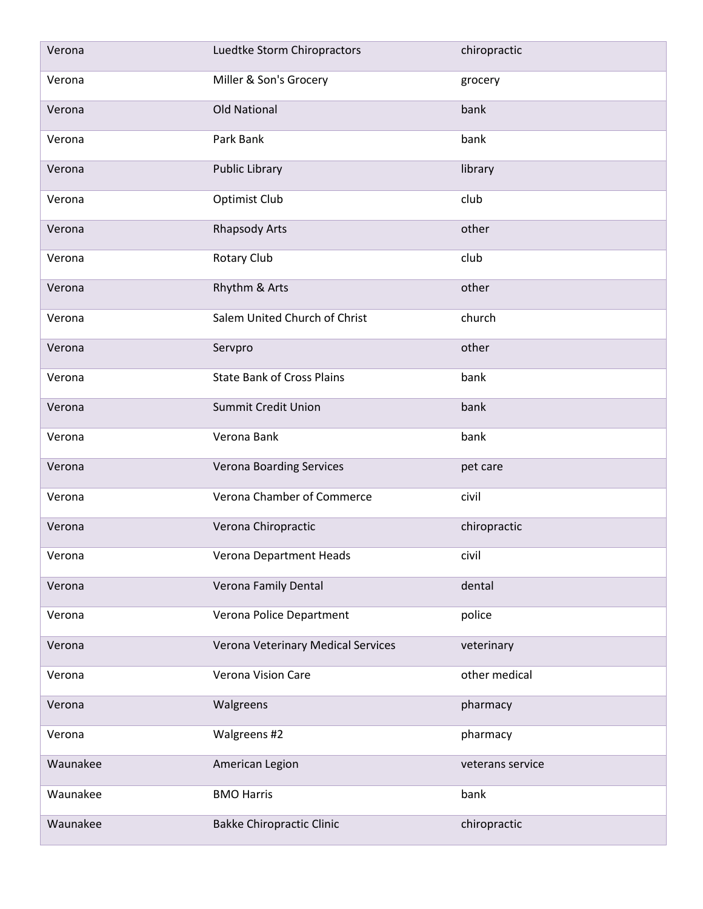| Verona | Luedtke Storm Chiropractors | chiropractic |
|---|---|---|
| Verona | Miller & Son's Grocery | grocery |
| Verona | Old National | bank |
| Verona | Park Bank | bank |
| Verona | Public Library | library |
| Verona | Optimist Club | club |
| Verona | Rhapsody Arts | other |
| Verona | Rotary Club | club |
| Verona | Rhythm & Arts | other |
| Verona | Salem United Church of Christ | church |
| Verona | Servpro | other |
| Verona | State Bank of Cross Plains | bank |
| Verona | Summit Credit Union | bank |
| Verona | Verona Bank | bank |
| Verona | Verona Boarding Services | pet care |
| Verona | Verona Chamber of Commerce | civil |
| Verona | Verona Chiropractic | chiropractic |
| Verona | Verona Department Heads | civil |
| Verona | Verona Family Dental | dental |
| Verona | Verona Police Department | police |
| Verona | Verona Veterinary Medical Services | veterinary |
| Verona | Verona Vision Care | other medical |
| Verona | Walgreens | pharmacy |
| Verona | Walgreens #2 | pharmacy |
| Waunakee | American Legion | veterans service |
| Waunakee | BMO Harris | bank |
| Waunakee | Bakke Chiropractic Clinic | chiropractic |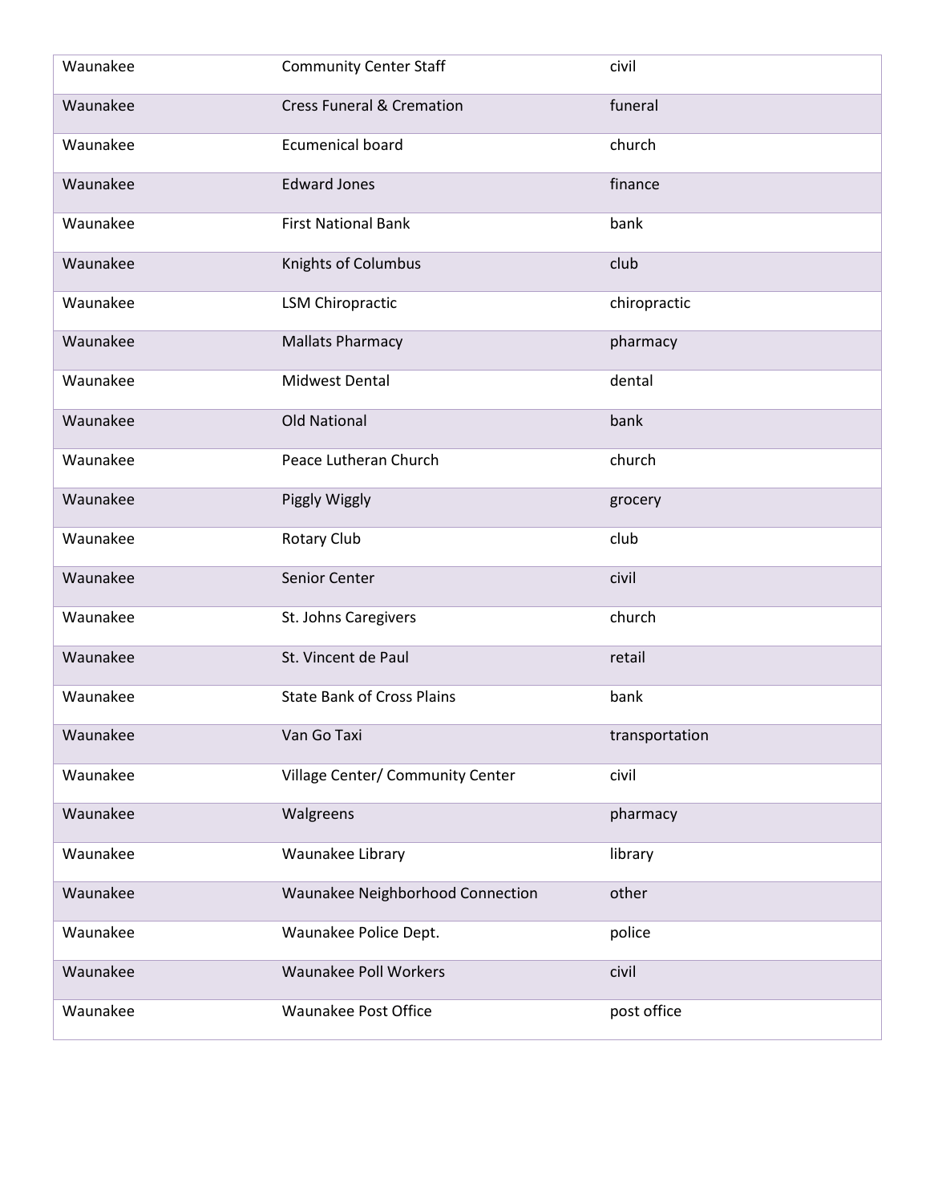| | | |
|---|---|---|
| Waunakee | Community Center Staff | civil |
| Waunakee | Cress Funeral & Cremation | funeral |
| Waunakee | Ecumenical board | church |
| Waunakee | Edward Jones | finance |
| Waunakee | First National Bank | bank |
| Waunakee | Knights of Columbus | club |
| Waunakee | LSM Chiropractic | chiropractic |
| Waunakee | Mallats Pharmacy | pharmacy |
| Waunakee | Midwest Dental | dental |
| Waunakee | Old National | bank |
| Waunakee | Peace Lutheran Church | church |
| Waunakee | Piggly Wiggly | grocery |
| Waunakee | Rotary Club | club |
| Waunakee | Senior Center | civil |
| Waunakee | St. Johns Caregivers | church |
| Waunakee | St. Vincent de Paul | retail |
| Waunakee | State Bank of Cross Plains | bank |
| Waunakee | Van Go Taxi | transportation |
| Waunakee | Village Center/ Community Center | civil |
| Waunakee | Walgreens | pharmacy |
| Waunakee | Waunakee Library | library |
| Waunakee | Waunakee Neighborhood Connection | other |
| Waunakee | Waunakee Police Dept. | police |
| Waunakee | Waunakee Poll Workers | civil |
| Waunakee | Waunakee Post Office | post office |